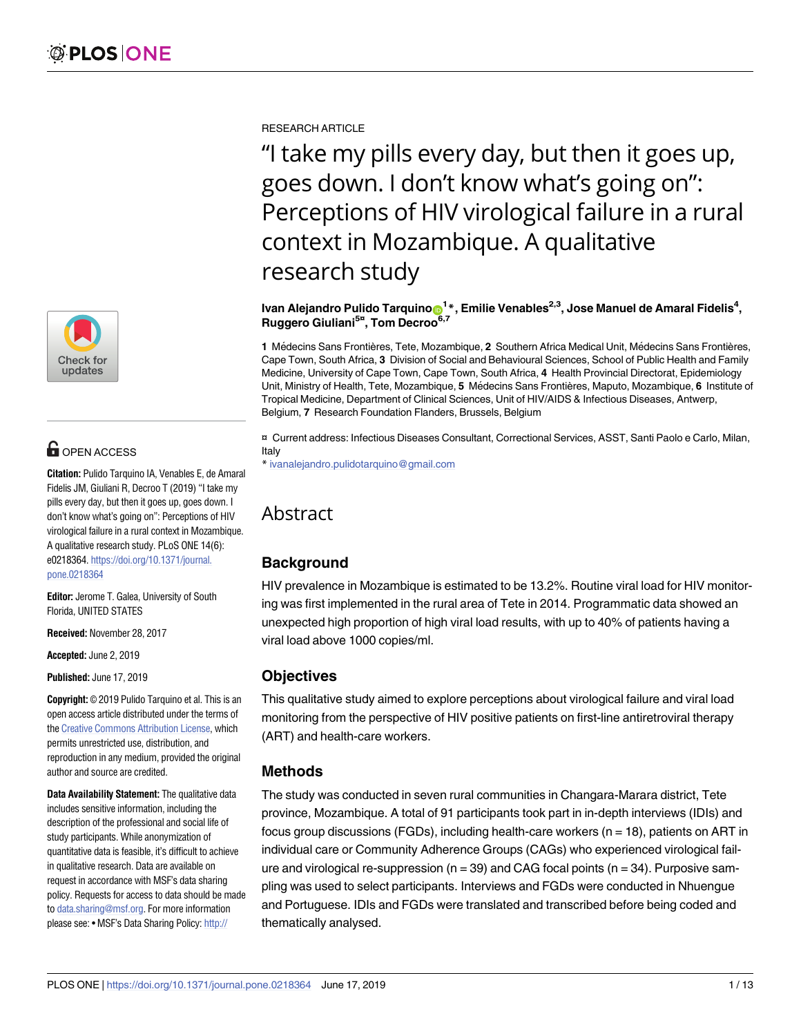RESEARCH ARTICLE

# "I take my pills every day, but then it goes up, goes down. I don't know what's going on": Perceptions of HIV virological failure in a rural context in Mozambique. A qualitative research study

**Ivan Alejandro Pulido Tarquino[1]*, Emilie Venables[2,3], Jose Manuel de Amaral Fidelis[4], Ruggero Giuliani[5¤], Tom Decroo[6,7]**

**1** Médecins Sans Frontières, Tete, Mozambique, **2** Southern Africa Medical Unit, Médecins Sans Frontières, Cape Town, South Africa, **3** Division of Social and Behavioural Sciences, School of Public Health and Family Medicine, University of Cape Town, Cape Town, South Africa, **4** Health Provincial Directorat, Epidemiology Unit, Ministry of Health, Tete, Mozambique, **5** Médecins Sans Frontières, Maputo, Mozambique, **6** Institute of Tropical Medicine, Department of Clinical Sciences, Unit of HIV/AIDS & Infectious Diseases, Antwerp, Belgium, **7** Research Foundation Flanders, Brussels, Belgium

¤ Current address: Infectious Diseases Consultant, Correctional Services, ASST, Santi Paolo e Carlo, Milan, Italy

* ivanalejandro.pulidotarquino@gmail.com

OPEN ACCESS

**Citation:** Pulido Tarquino IA, Venables E, de Amaral Fidelis JM, Giuliani R, Decroo T (2019) "I take my pills every day, but then it goes up, goes down. I don't know what's going on": Perceptions of HIV virological failure in a rural context in Mozambique. A qualitative research study. PLoS ONE 14(6): e0218364. https://doi.org/10.1371/journal.pone.0218364

**Editor:** Jerome T. Galea, University of South Florida, UNITED STATES

**Received:** November 28, 2017

**Accepted:** June 2, 2019

**Published:** June 17, 2019

**Copyright:** © 2019 Pulido Tarquino et al. This is an open access article distributed under the terms of the Creative Commons Attribution License, which permits unrestricted use, distribution, and reproduction in any medium, provided the original author and source are credited.

**Data Availability Statement:** The qualitative data includes sensitive information, including the description of the professional and social life of study participants. While anonymization of quantitative data is feasible, it's difficult to achieve in qualitative research. Data are available on request in accordance with MSF's data sharing policy. Requests for access to data should be made to data.sharing@msf.org. For more information please see: • MSF's Data Sharing Policy: http://

## Abstract

### Background

HIV prevalence in Mozambique is estimated to be 13.2%. Routine viral load for HIV monitoring was first implemented in the rural area of Tete in 2014. Programmatic data showed an unexpected high proportion of high viral load results, with up to 40% of patients having a viral load above 1000 copies/ml.

### Objectives

This qualitative study aimed to explore perceptions about virological failure and viral load monitoring from the perspective of HIV positive patients on first-line antiretroviral therapy (ART) and health-care workers.

### Methods

The study was conducted in seven rural communities in Changara-Marara district, Tete province, Mozambique. A total of 91 participants took part in in-depth interviews (IDIs) and focus group discussions (FGDs), including health-care workers (n = 18), patients on ART in individual care or Community Adherence Groups (CAGs) who experienced virological failure and virological re-suppression (n = 39) and CAG focal points (n = 34). Purposive sampling was used to select participants. Interviews and FGDs were conducted in Nhuengue and Portuguese. IDIs and FGDs were translated and transcribed before being coded and thematically analysed.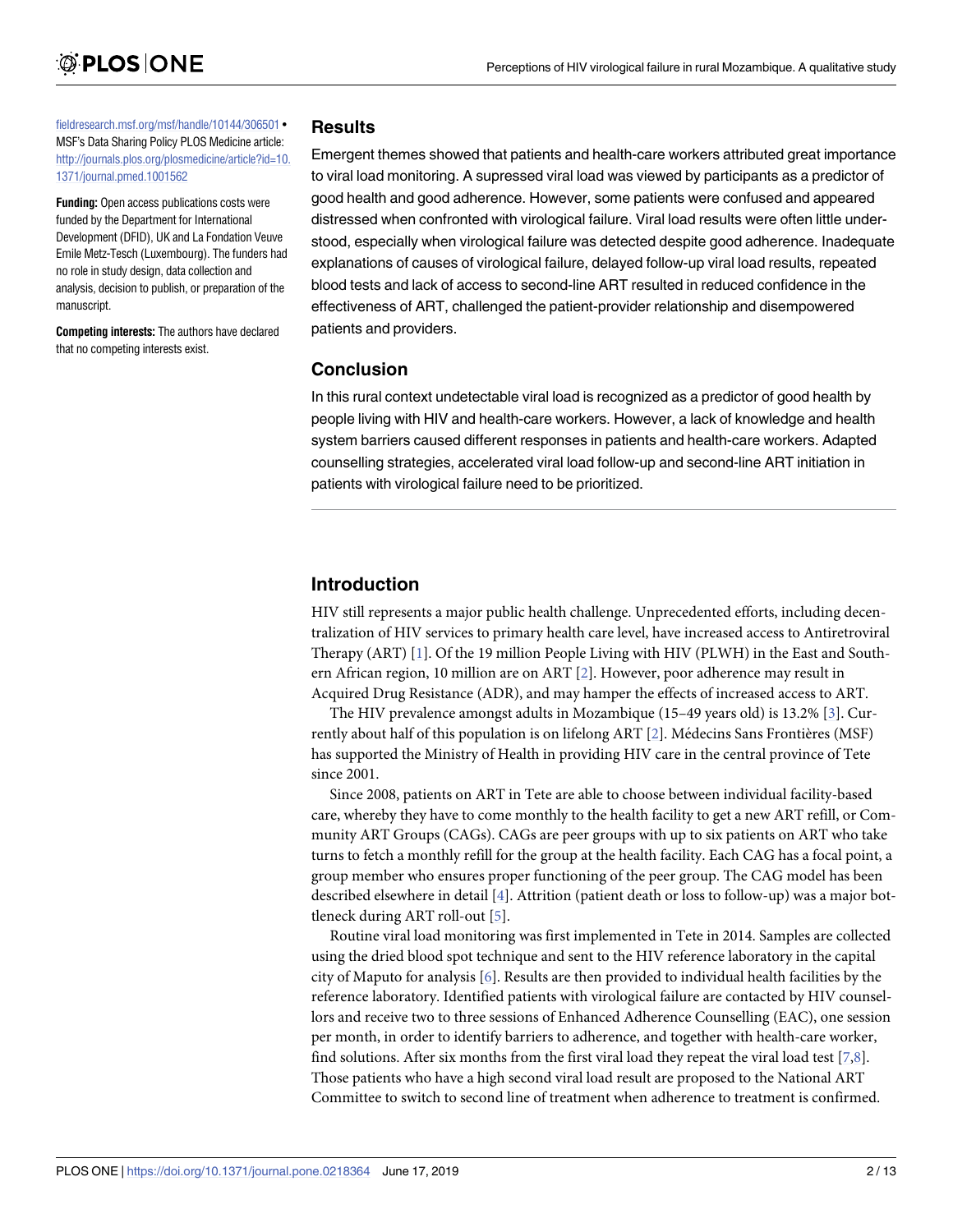fieldresearch.msf.org/msf/handle/10144/306501 • MSF's Data Sharing Policy PLOS Medicine article: http://journals.plos.org/plosmedicine/article?id=10.1371/journal.pmed.1001562

**Funding:** Open access publications costs were funded by the Department for International Development (DFID), UK and La Fondation Veuve Emile Metz-Tesch (Luxembourg). The funders had no role in study design, data collection and analysis, decision to publish, or preparation of the manuscript.

**Competing interests:** The authors have declared that no competing interests exist.

## Results

Emergent themes showed that patients and health-care workers attributed great importance to viral load monitoring. A supressed viral load was viewed by participants as a predictor of good health and good adherence. However, some patients were confused and appeared distressed when confronted with virological failure. Viral load results were often little understood, especially when virological failure was detected despite good adherence. Inadequate explanations of causes of virological failure, delayed follow-up viral load results, repeated blood tests and lack of access to second-line ART resulted in reduced confidence in the effectiveness of ART, challenged the patient-provider relationship and disempowered patients and providers.

## Conclusion

In this rural context undetectable viral load is recognized as a predictor of good health by people living with HIV and health-care workers. However, a lack of knowledge and health system barriers caused different responses in patients and health-care workers. Adapted counselling strategies, accelerated viral load follow-up and second-line ART initiation in patients with virological failure need to be prioritized.

## Introduction

HIV still represents a major public health challenge. Unprecedented efforts, including decentralization of HIV services to primary health care level, have increased access to Antiretroviral Therapy (ART) [1]. Of the 19 million People Living with HIV (PLWH) in the East and Southern African region, 10 million are on ART [2]. However, poor adherence may result in Acquired Drug Resistance (ADR), and may hamper the effects of increased access to ART.

The HIV prevalence amongst adults in Mozambique (15–49 years old) is 13.2% [3]. Currently about half of this population is on lifelong ART [2]. Médecins Sans Frontières (MSF) has supported the Ministry of Health in providing HIV care in the central province of Tete since 2001.

Since 2008, patients on ART in Tete are able to choose between individual facility-based care, whereby they have to come monthly to the health facility to get a new ART refill, or Community ART Groups (CAGs). CAGs are peer groups with up to six patients on ART who take turns to fetch a monthly refill for the group at the health facility. Each CAG has a focal point, a group member who ensures proper functioning of the peer group. The CAG model has been described elsewhere in detail [4]. Attrition (patient death or loss to follow-up) was a major bottleneck during ART roll-out [5].

Routine viral load monitoring was first implemented in Tete in 2014. Samples are collected using the dried blood spot technique and sent to the HIV reference laboratory in the capital city of Maputo for analysis [6]. Results are then provided to individual health facilities by the reference laboratory. Identified patients with virological failure are contacted by HIV counsellors and receive two to three sessions of Enhanced Adherence Counselling (EAC), one session per month, in order to identify barriers to adherence, and together with health-care worker, find solutions. After six months from the first viral load they repeat the viral load test [7,8]. Those patients who have a high second viral load result are proposed to the National ART Committee to switch to second line of treatment when adherence to treatment is confirmed.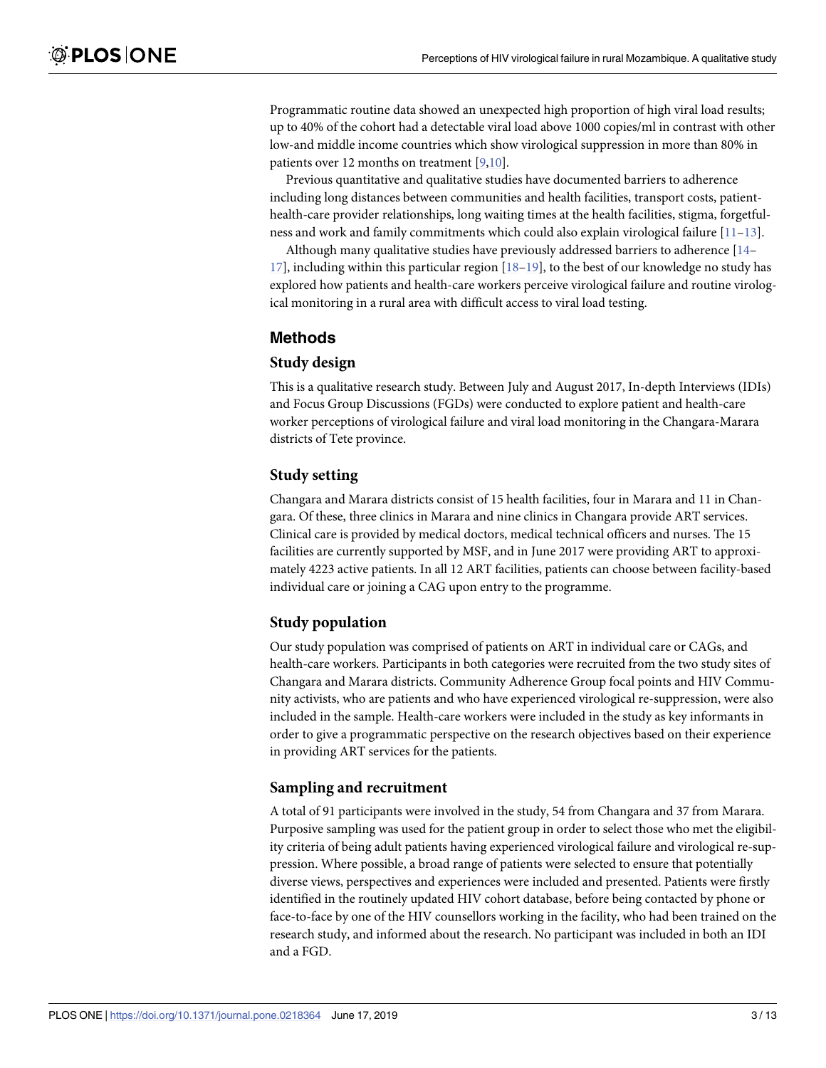Programmatic routine data showed an unexpected high proportion of high viral load results; up to 40% of the cohort had a detectable viral load above 1000 copies/ml in contrast with other low-and middle income countries which show virological suppression in more than 80% in patients over 12 months on treatment [9,10].

Previous quantitative and qualitative studies have documented barriers to adherence including long distances between communities and health facilities, transport costs, patient-health-care provider relationships, long waiting times at the health facilities, stigma, forgetfulness and work and family commitments which could also explain virological failure [11–13].

Although many qualitative studies have previously addressed barriers to adherence [14–17], including within this particular region [18–19], to the best of our knowledge no study has explored how patients and health-care workers perceive virological failure and routine virological monitoring in a rural area with difficult access to viral load testing.

## Methods

### Study design

This is a qualitative research study. Between July and August 2017, In-depth Interviews (IDIs) and Focus Group Discussions (FGDs) were conducted to explore patient and health-care worker perceptions of virological failure and viral load monitoring in the Changara-Marara districts of Tete province.

### Study setting

Changara and Marara districts consist of 15 health facilities, four in Marara and 11 in Changara. Of these, three clinics in Marara and nine clinics in Changara provide ART services. Clinical care is provided by medical doctors, medical technical officers and nurses. The 15 facilities are currently supported by MSF, and in June 2017 were providing ART to approximately 4223 active patients. In all 12 ART facilities, patients can choose between facility-based individual care or joining a CAG upon entry to the programme.

### Study population

Our study population was comprised of patients on ART in individual care or CAGs, and health-care workers. Participants in both categories were recruited from the two study sites of Changara and Marara districts. Community Adherence Group focal points and HIV Community activists, who are patients and who have experienced virological re-suppression, were also included in the sample. Health-care workers were included in the study as key informants in order to give a programmatic perspective on the research objectives based on their experience in providing ART services for the patients.

### Sampling and recruitment

A total of 91 participants were involved in the study, 54 from Changara and 37 from Marara. Purposive sampling was used for the patient group in order to select those who met the eligibility criteria of being adult patients having experienced virological failure and virological re-suppression. Where possible, a broad range of patients were selected to ensure that potentially diverse views, perspectives and experiences were included and presented. Patients were firstly identified in the routinely updated HIV cohort database, before being contacted by phone or face-to-face by one of the HIV counsellors working in the facility, who had been trained on the research study, and informed about the research. No participant was included in both an IDI and a FGD.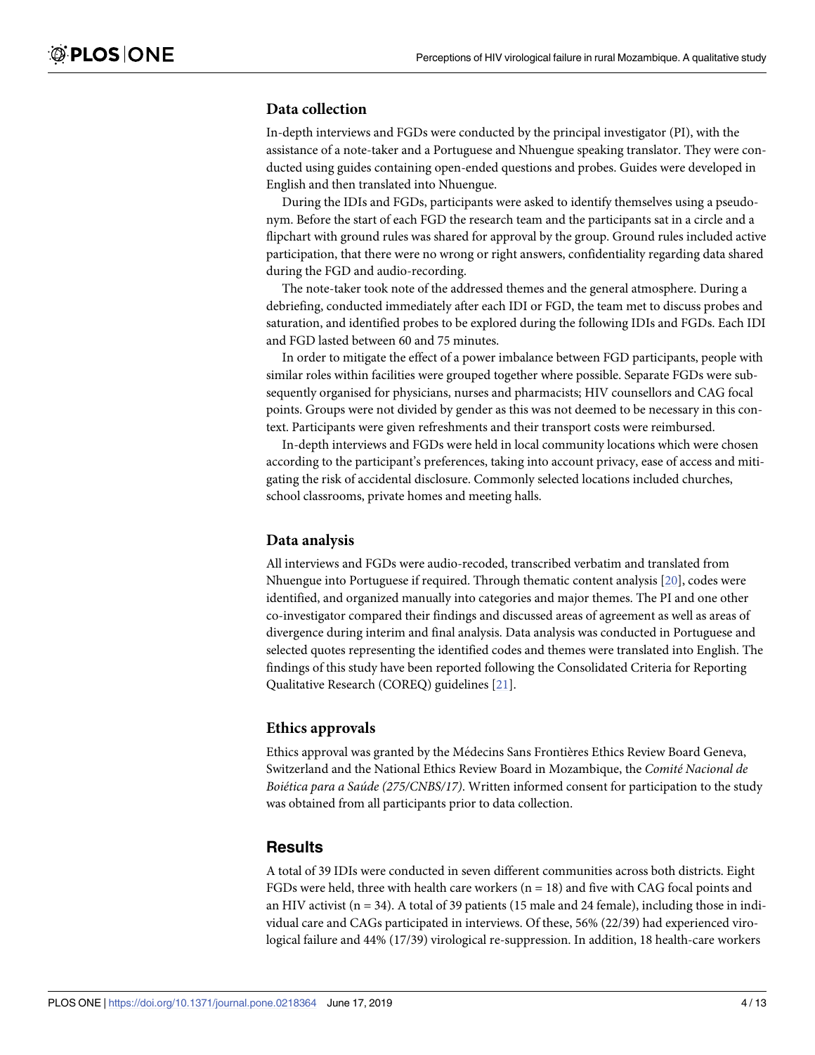## Data collection

In-depth interviews and FGDs were conducted by the principal investigator (PI), with the assistance of a note-taker and a Portuguese and Nhuengue speaking translator. They were conducted using guides containing open-ended questions and probes. Guides were developed in English and then translated into Nhuengue.

During the IDIs and FGDs, participants were asked to identify themselves using a pseudonym. Before the start of each FGD the research team and the participants sat in a circle and a flipchart with ground rules was shared for approval by the group. Ground rules included active participation, that there were no wrong or right answers, confidentiality regarding data shared during the FGD and audio-recording.

The note-taker took note of the addressed themes and the general atmosphere. During a debriefing, conducted immediately after each IDI or FGD, the team met to discuss probes and saturation, and identified probes to be explored during the following IDIs and FGDs. Each IDI and FGD lasted between 60 and 75 minutes.

In order to mitigate the effect of a power imbalance between FGD participants, people with similar roles within facilities were grouped together where possible. Separate FGDs were subsequently organised for physicians, nurses and pharmacists; HIV counsellors and CAG focal points. Groups were not divided by gender as this was not deemed to be necessary in this context. Participants were given refreshments and their transport costs were reimbursed.

In-depth interviews and FGDs were held in local community locations which were chosen according to the participant's preferences, taking into account privacy, ease of access and mitigating the risk of accidental disclosure. Commonly selected locations included churches, school classrooms, private homes and meeting halls.

## Data analysis

All interviews and FGDs were audio-recoded, transcribed verbatim and translated from Nhuengue into Portuguese if required. Through thematic content analysis [20], codes were identified, and organized manually into categories and major themes. The PI and one other co-investigator compared their findings and discussed areas of agreement as well as areas of divergence during interim and final analysis. Data analysis was conducted in Portuguese and selected quotes representing the identified codes and themes were translated into English. The findings of this study have been reported following the Consolidated Criteria for Reporting Qualitative Research (COREQ) guidelines [21].

## Ethics approvals

Ethics approval was granted by the Médecins Sans Frontières Ethics Review Board Geneva, Switzerland and the National Ethics Review Board in Mozambique, the *Comité Nacional de Boiética para a Saúde (275/CNBS/17)*. Written informed consent for participation to the study was obtained from all participants prior to data collection.

# Results

A total of 39 IDIs were conducted in seven different communities across both districts. Eight FGDs were held, three with health care workers (n = 18) and five with CAG focal points and an HIV activist (n = 34). A total of 39 patients (15 male and 24 female), including those in individual care and CAGs participated in interviews. Of these, 56% (22/39) had experienced virological failure and 44% (17/39) virological re-suppression. In addition, 18 health-care workers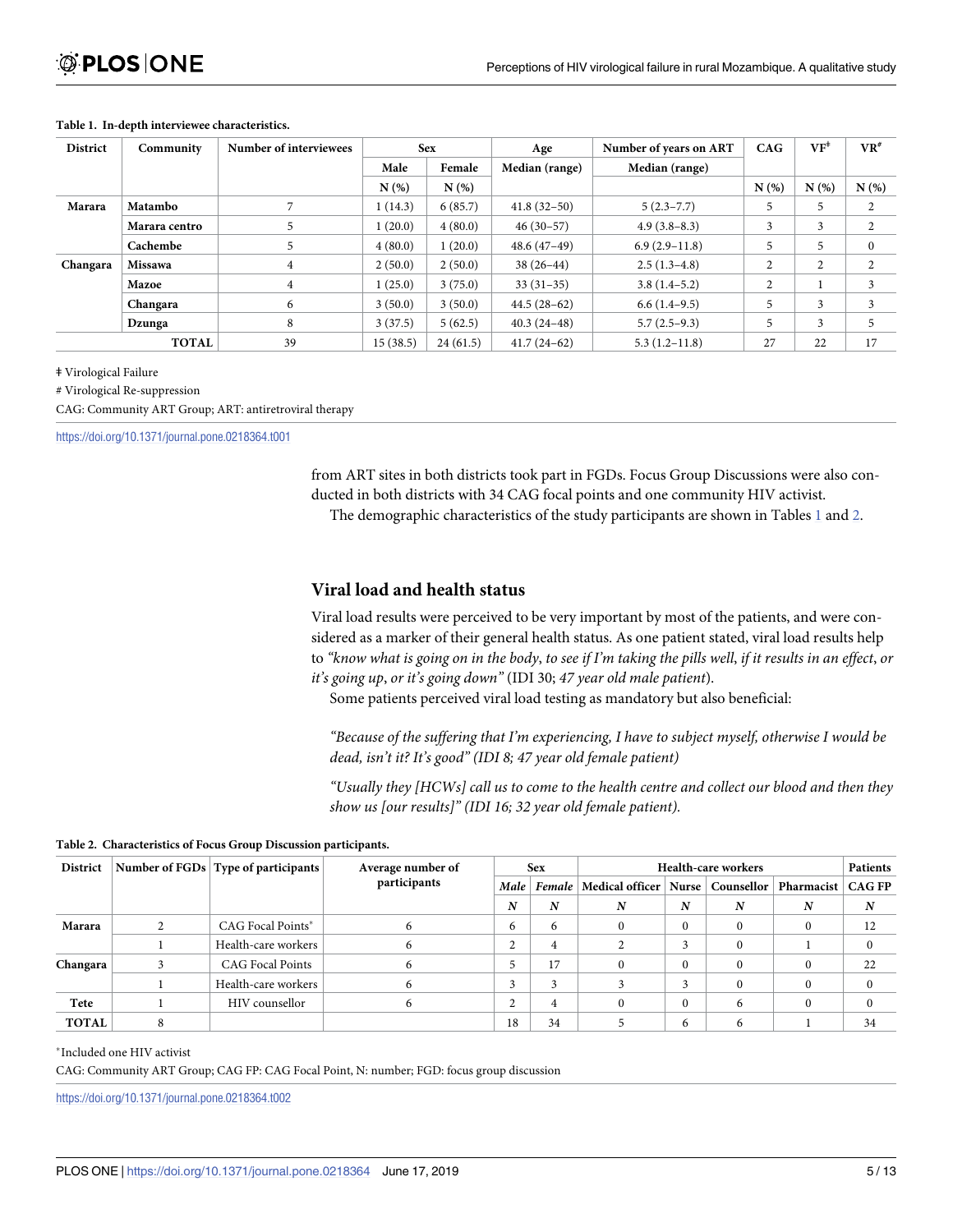**Table 1. In-depth interviewee characteristics.**

| District | Community | Number of interviewees | Sex | | Age | Number of years on ART | CAG | VF[‡] | VR[#] |
|---|---|---|---|---|---|---|---|---|---|
| | | | Male | Female | Median (range) | Median (range) | | | |
| | | | N (%) | N (%) | | | N (%) | N (%) | N (%) |
| Marara | Matambo | 7 | 1 (14.3) | 6 (85.7) | 41.8 (32–50) | 5 (2.3–7.7) | 5 | 5 | 2 |
| | Marara centro | 5 | 1 (20.0) | 4 (80.0) | 46 (30–57) | 4.9 (3.8–8.3) | 3 | 3 | 2 |
| | Cachembe | 5 | 4 (80.0) | 1 (20.0) | 48.6 (47–49) | 6.9 (2.9–11.8) | 5 | 5 | 0 |
| Changara | Missawa | 4 | 2 (50.0) | 2 (50.0) | 38 (26–44) | 2.5 (1.3–4.8) | 2 | 2 | 2 |
| | Mazoe | 4 | 1 (25.0) | 3 (75.0) | 33 (31–35) | 3.8 (1.4–5.2) | 2 | 1 | 3 |
| | Changara | 6 | 3 (50.0) | 3 (50.0) | 44.5 (28–62) | 6.6 (1.4–9.5) | 5 | 3 | 3 |
| | Dzunga | 8 | 3 (37.5) | 5 (62.5) | 40.3 (24–48) | 5.7 (2.5–9.3) | 5 | 3 | 5 |
| TOTAL | | 39 | 15 (38.5) | 24 (61.5) | 41.7 (24–62) | 5.3 (1.2–11.8) | 27 | 22 | 17 |

‡ Virological Failure

# Virological Re-suppression

CAG: Community ART Group; ART: antiretroviral therapy

https://doi.org/10.1371/journal.pone.0218364.t001

from ART sites in both districts took part in FGDs. Focus Group Discussions were also conducted in both districts with 34 CAG focal points and one community HIV activist.

The demographic characteristics of the study participants are shown in Tables 1 and 2.

## Viral load and health status

Viral load results were perceived to be very important by most of the patients, and were considered as a marker of their general health status. As one patient stated, viral load results help to *"know what is going on in the body, to see if I'm taking the pills well, if it results in an effect, or it's going up, or it's going down"* (IDI 30; *47 year old male patient*).

Some patients perceived viral load testing as mandatory but also beneficial:

*"Because of the suffering that I'm experiencing, I have to subject myself, otherwise I would be dead, isn't it? It's good" (IDI 8; 47 year old female patient)*

*"Usually they [HCWs] call us to come to the health centre and collect our blood and then they show us [our results]" (IDI 16; 32 year old female patient).*

**Table 2. Characteristics of Focus Group Discussion participants.**

| District | Number of FGDs | Type of participants | Average number of participants | Sex | | Health-care workers | | | | Patients |
|---|---|---|---|---|---|---|---|---|---|---|
| | | | | *Male* | *Female* | Medical officer | Nurse | Counsellor | Pharmacist | CAG FP |
| | | | | *N* | *N* | *N* | *N* | *N* | *N* | *N* |
| Marara | 2 | CAG Focal Points* | 6 | 6 | 6 | 0 | 0 | 0 | 0 | 12 |
| | 1 | Health-care workers | 6 | 2 | 4 | 2 | 3 | 0 | 1 | 0 |
| Changara | 3 | CAG Focal Points | 6 | 5 | 17 | 0 | 0 | 0 | 0 | 22 |
| | 1 | Health-care workers | 6 | 3 | 3 | 3 | 3 | 0 | 0 | 0 |
| Tete | 1 | HIV counsellor | 6 | 2 | 4 | 0 | 0 | 6 | 0 | 0 |
| TOTAL | 8 | | | 18 | 34 | 5 | 6 | 6 | 1 | 34 |

*Included one HIV activist

CAG: Community ART Group; CAG FP: CAG Focal Point, N: number; FGD: focus group discussion

https://doi.org/10.1371/journal.pone.0218364.t002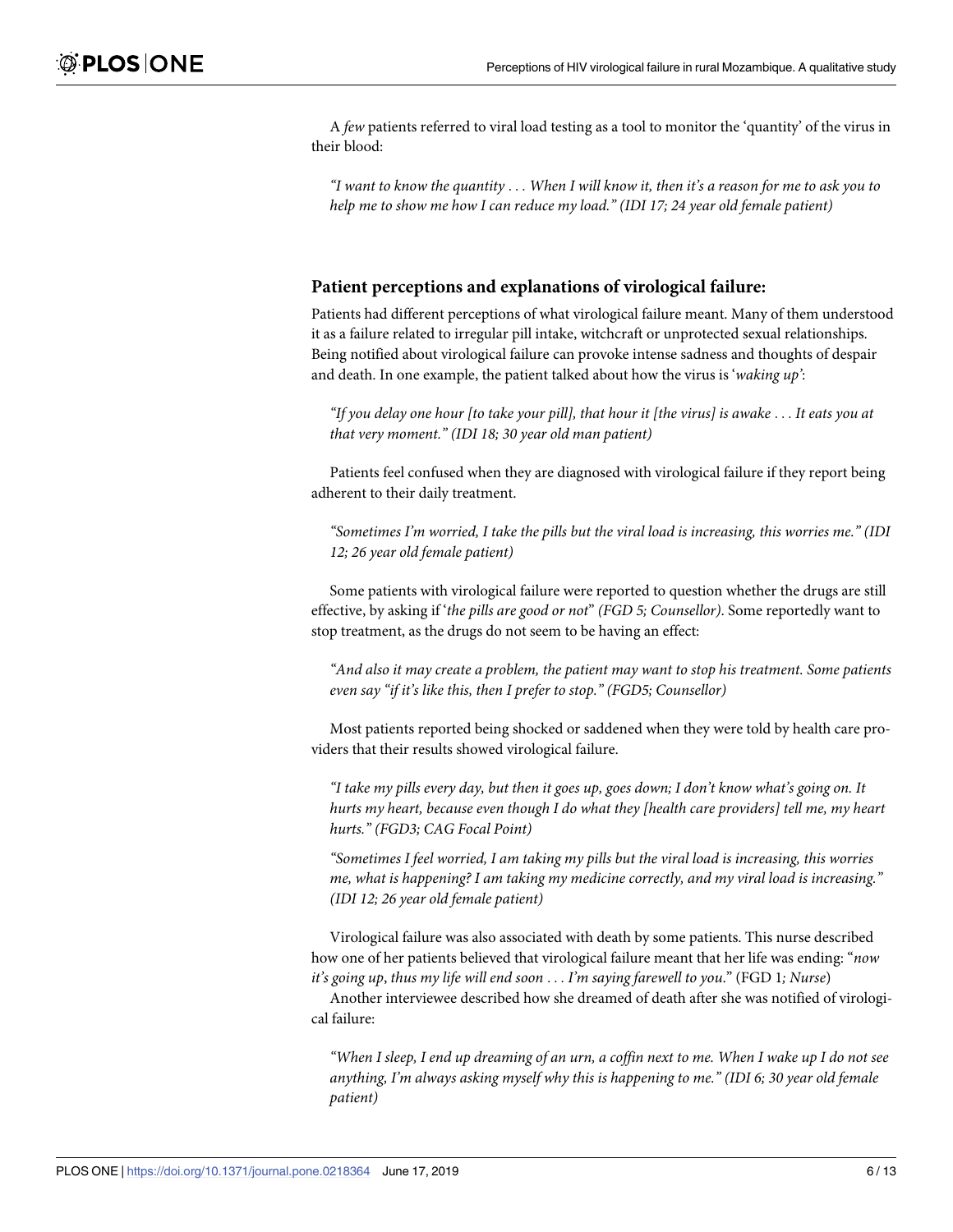A *few* patients referred to viral load testing as a tool to monitor the 'quantity' of the virus in their blood:

> *"I want to know the quantity . . . When I will know it, then it's a reason for me to ask you to help me to show me how I can reduce my load." (IDI 17; 24 year old female patient)*

## Patient perceptions and explanations of virological failure:

Patients had different perceptions of what virological failure meant. Many of them understood it as a failure related to irregular pill intake, witchcraft or unprotected sexual relationships. Being notified about virological failure can provoke intense sadness and thoughts of despair and death. In one example, the patient talked about how the virus is '*waking up'*:

> *"If you delay one hour [to take your pill], that hour it [the virus] is awake . . . It eats you at that very moment." (IDI 18; 30 year old man patient)*

Patients feel confused when they are diagnosed with virological failure if they report being adherent to their daily treatment.

> *"Sometimes I'm worried, I take the pills but the viral load is increasing, this worries me." (IDI 12; 26 year old female patient)*

Some patients with virological failure were reported to question whether the drugs are still effective, by asking if '*the pills are good or not*" *(FGD 5; Counsellor)*. Some reportedly want to stop treatment, as the drugs do not seem to be having an effect:

> *"And also it may create a problem, the patient may want to stop his treatment. Some patients even say "if it's like this, then I prefer to stop." (FGD5; Counsellor)*

Most patients reported being shocked or saddened when they were told by health care providers that their results showed virological failure.

> *"I take my pills every day, but then it goes up, goes down; I don't know what's going on. It hurts my heart, because even though I do what they [health care providers] tell me, my heart hurts." (FGD3; CAG Focal Point)*

> *"Sometimes I feel worried, I am taking my pills but the viral load is increasing, this worries me, what is happening? I am taking my medicine correctly, and my viral load is increasing." (IDI 12; 26 year old female patient)*

Virological failure was also associated with death by some patients. This nurse described how one of her patients believed that virological failure meant that her life was ending: "*now it's going up*, *thus my life will end soon . . . I'm saying farewell to you*." (FGD 1*; Nurse*)

Another interviewee described how she dreamed of death after she was notified of virological failure:

> *"When I sleep, I end up dreaming of an urn, a coffin next to me. When I wake up I do not see anything, I'm always asking myself why this is happening to me." (IDI 6; 30 year old female patient)*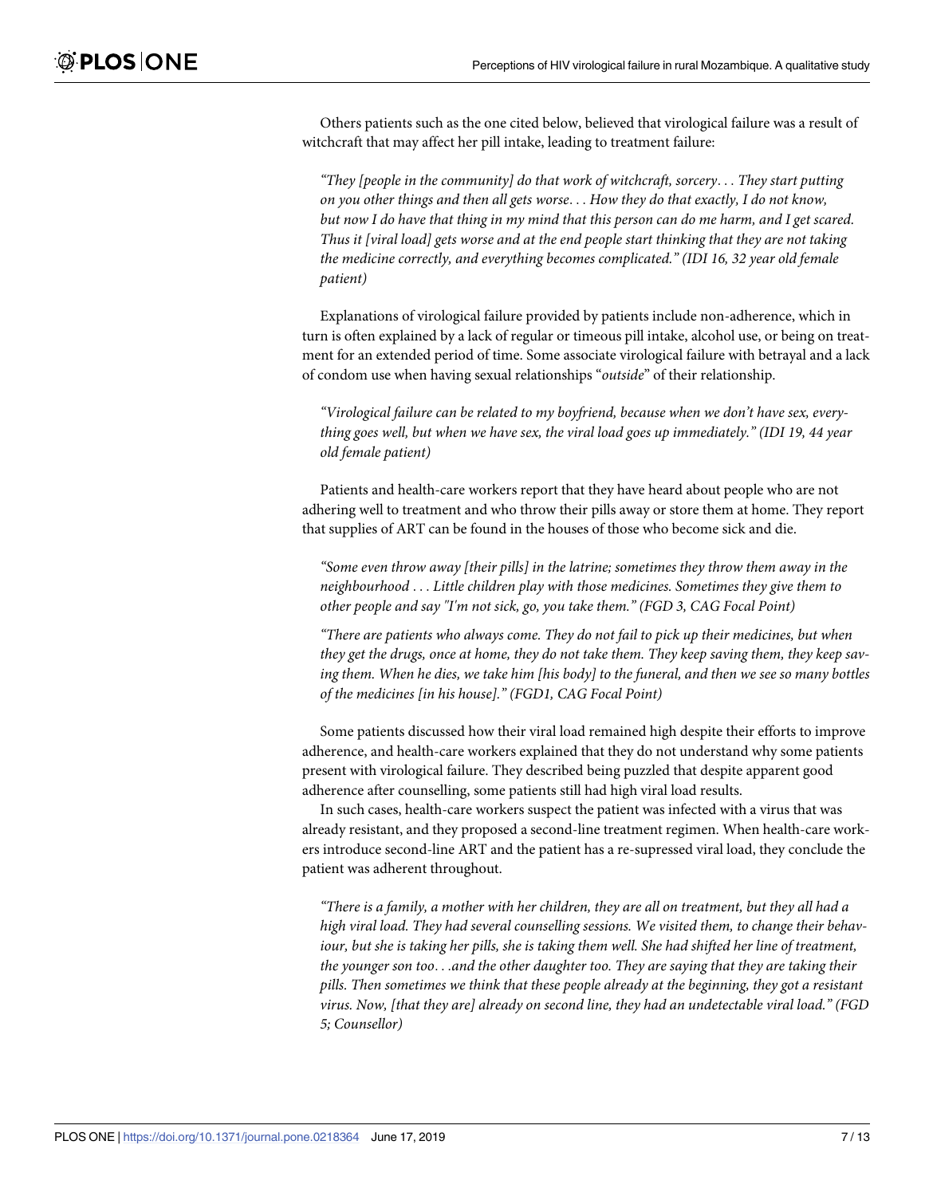Others patients such as the one cited below, believed that virological failure was a result of witchcraft that may affect her pill intake, leading to treatment failure:

> *"They [people in the community] do that work of witchcraft, sorcery. . . They start putting on you other things and then all gets worse. . . How they do that exactly, I do not know, but now I do have that thing in my mind that this person can do me harm, and I get scared. Thus it [viral load] gets worse and at the end people start thinking that they are not taking the medicine correctly, and everything becomes complicated." (IDI 16, 32 year old female patient)*

Explanations of virological failure provided by patients include non-adherence, which in turn is often explained by a lack of regular or timeous pill intake, alcohol use, or being on treatment for an extended period of time. Some associate virological failure with betrayal and a lack of condom use when having sexual relationships "*outside*" of their relationship.

> *"Virological failure can be related to my boyfriend, because when we don't have sex, everything goes well, but when we have sex, the viral load goes up immediately." (IDI 19, 44 year old female patient)*

Patients and health-care workers report that they have heard about people who are not adhering well to treatment and who throw their pills away or store them at home. They report that supplies of ART can be found in the houses of those who become sick and die.

> *"Some even throw away [their pills] in the latrine; sometimes they throw them away in the neighbourhood . . . Little children play with those medicines. Sometimes they give them to other people and say "I'm not sick, go, you take them." (FGD 3, CAG Focal Point)*

> *"There are patients who always come. They do not fail to pick up their medicines, but when they get the drugs, once at home, they do not take them. They keep saving them, they keep saving them. When he dies, we take him [his body] to the funeral, and then we see so many bottles of the medicines [in his house]." (FGD1, CAG Focal Point)*

Some patients discussed how their viral load remained high despite their efforts to improve adherence, and health-care workers explained that they do not understand why some patients present with virological failure. They described being puzzled that despite apparent good adherence after counselling, some patients still had high viral load results.

In such cases, health-care workers suspect the patient was infected with a virus that was already resistant, and they proposed a second-line treatment regimen. When health-care workers introduce second-line ART and the patient has a re-supressed viral load, they conclude the patient was adherent throughout.

> *"There is a family, a mother with her children, they are all on treatment, but they all had a high viral load. They had several counselling sessions. We visited them, to change their behaviour, but she is taking her pills, she is taking them well. She had shifted her line of treatment, the younger son too. . .and the other daughter too. They are saying that they are taking their pills. Then sometimes we think that these people already at the beginning, they got a resistant virus. Now, [that they are] already on second line, they had an undetectable viral load." (FGD 5; Counsellor)*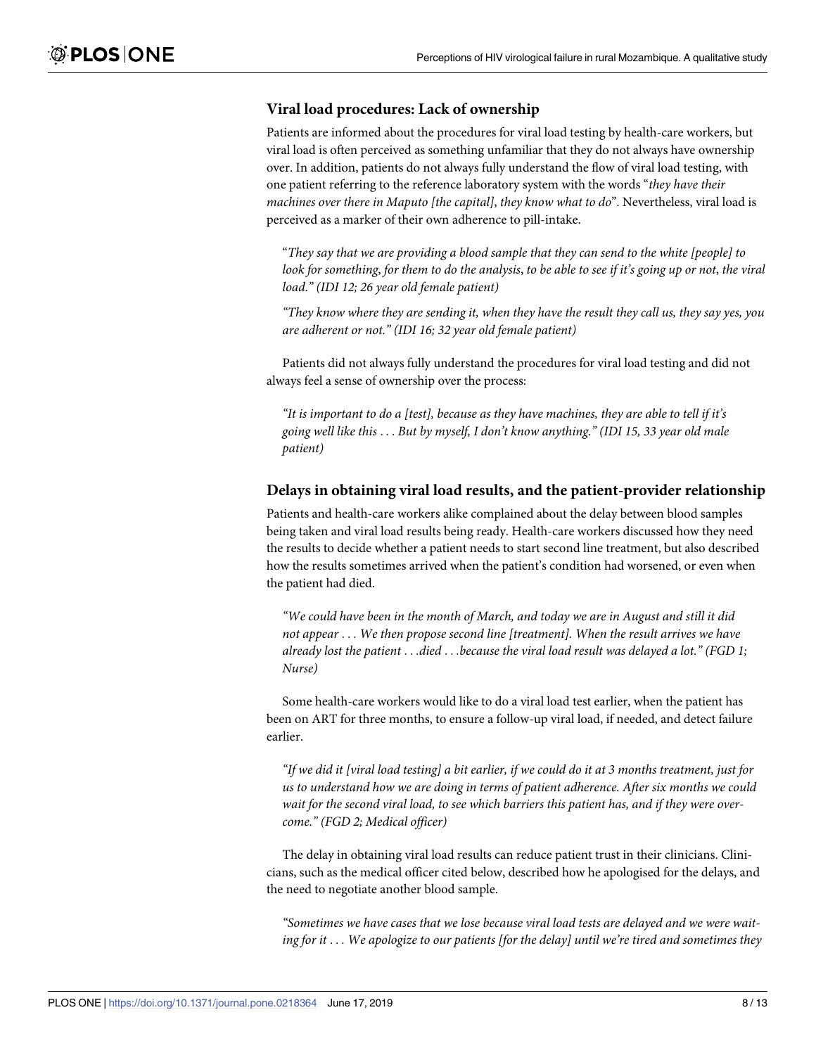## Viral load procedures: Lack of ownership

Patients are informed about the procedures for viral load testing by health-care workers, but viral load is often perceived as something unfamiliar that they do not always have ownership over. In addition, patients do not always fully understand the flow of viral load testing, with one patient referring to the reference laboratory system with the words "*they have their machines over there in Maputo [the capital]*, *they know what to do*". Nevertheless, viral load is perceived as a marker of their own adherence to pill-intake.

> "*They say that we are providing a blood sample that they can send to the white [people] to look for something*, *for them to do the analysis*, *to be able to see if it's going up or not*, *the viral load." (IDI 12; 26 year old female patient)*

> *"They know where they are sending it, when they have the result they call us, they say yes, you are adherent or not." (IDI 16; 32 year old female patient)*

Patients did not always fully understand the procedures for viral load testing and did not always feel a sense of ownership over the process:

> *"It is important to do a [test], because as they have machines, they are able to tell if it's going well like this . . . But by myself, I don't know anything." (IDI 15, 33 year old male patient)*

## Delays in obtaining viral load results, and the patient-provider relationship

Patients and health-care workers alike complained about the delay between blood samples being taken and viral load results being ready. Health-care workers discussed how they need the results to decide whether a patient needs to start second line treatment, but also described how the results sometimes arrived when the patient's condition had worsened, or even when the patient had died.

> *"We could have been in the month of March, and today we are in August and still it did not appear . . . We then propose second line [treatment]. When the result arrives we have already lost the patient . . .died . . .because the viral load result was delayed a lot." (FGD 1; Nurse)*

Some health-care workers would like to do a viral load test earlier, when the patient has been on ART for three months, to ensure a follow-up viral load, if needed, and detect failure earlier.

> *"If we did it [viral load testing] a bit earlier, if we could do it at 3 months treatment, just for us to understand how we are doing in terms of patient adherence. After six months we could wait for the second viral load, to see which barriers this patient has, and if they were overcome." (FGD 2; Medical officer)*

The delay in obtaining viral load results can reduce patient trust in their clinicians. Clinicians, such as the medical officer cited below, described how he apologised for the delays, and the need to negotiate another blood sample.

> *"Sometimes we have cases that we lose because viral load tests are delayed and we were waiting for it . . . We apologize to our patients [for the delay] until we're tired and sometimes they*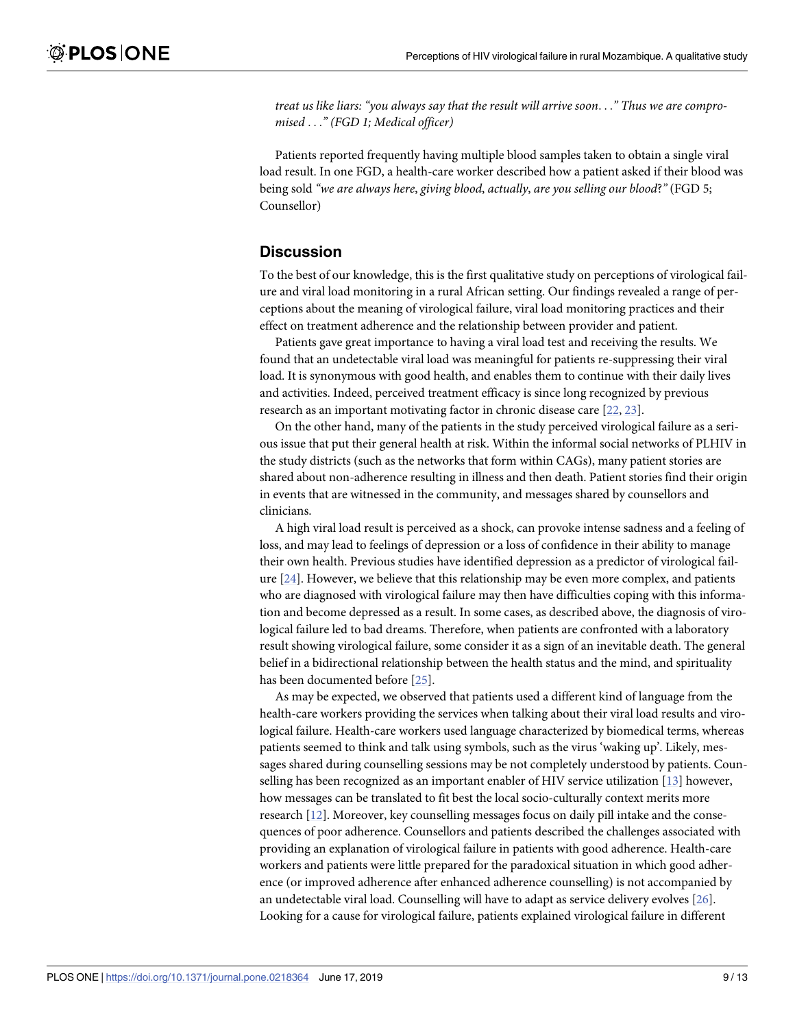*treat us like liars: "you always say that the result will arrive soon. . ." Thus we are compromised . . ." (FGD 1; Medical officer)*

Patients reported frequently having multiple blood samples taken to obtain a single viral load result. In one FGD, a health-care worker described how a patient asked if their blood was being sold *"we are always here, giving blood, actually, are you selling our blood?"* (FGD 5; Counsellor)

## Discussion

To the best of our knowledge, this is the first qualitative study on perceptions of virological failure and viral load monitoring in a rural African setting. Our findings revealed a range of perceptions about the meaning of virological failure, viral load monitoring practices and their effect on treatment adherence and the relationship between provider and patient.

Patients gave great importance to having a viral load test and receiving the results. We found that an undetectable viral load was meaningful for patients re-suppressing their viral load. It is synonymous with good health, and enables them to continue with their daily lives and activities. Indeed, perceived treatment efficacy is since long recognized by previous research as an important motivating factor in chronic disease care [22, 23].

On the other hand, many of the patients in the study perceived virological failure as a serious issue that put their general health at risk. Within the informal social networks of PLHIV in the study districts (such as the networks that form within CAGs), many patient stories are shared about non-adherence resulting in illness and then death. Patient stories find their origin in events that are witnessed in the community, and messages shared by counsellors and clinicians.

A high viral load result is perceived as a shock, can provoke intense sadness and a feeling of loss, and may lead to feelings of depression or a loss of confidence in their ability to manage their own health. Previous studies have identified depression as a predictor of virological failure [24]. However, we believe that this relationship may be even more complex, and patients who are diagnosed with virological failure may then have difficulties coping with this information and become depressed as a result. In some cases, as described above, the diagnosis of virological failure led to bad dreams. Therefore, when patients are confronted with a laboratory result showing virological failure, some consider it as a sign of an inevitable death. The general belief in a bidirectional relationship between the health status and the mind, and spirituality has been documented before [25].

As may be expected, we observed that patients used a different kind of language from the health-care workers providing the services when talking about their viral load results and virological failure. Health-care workers used language characterized by biomedical terms, whereas patients seemed to think and talk using symbols, such as the virus 'waking up'. Likely, messages shared during counselling sessions may be not completely understood by patients. Counselling has been recognized as an important enabler of HIV service utilization [13] however, how messages can be translated to fit best the local socio-culturally context merits more research [12]. Moreover, key counselling messages focus on daily pill intake and the consequences of poor adherence. Counsellors and patients described the challenges associated with providing an explanation of virological failure in patients with good adherence. Health-care workers and patients were little prepared for the paradoxical situation in which good adherence (or improved adherence after enhanced adherence counselling) is not accompanied by an undetectable viral load. Counselling will have to adapt as service delivery evolves [26]. Looking for a cause for virological failure, patients explained virological failure in different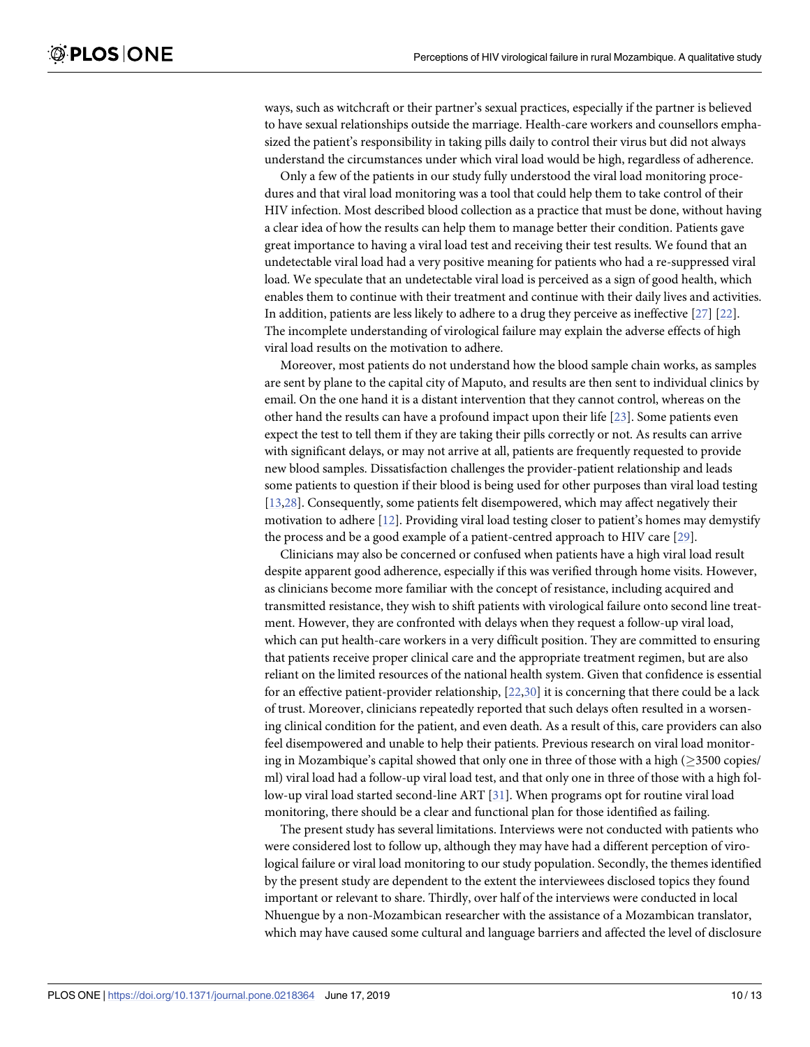ways, such as witchcraft or their partner's sexual practices, especially if the partner is believed to have sexual relationships outside the marriage. Health-care workers and counsellors emphasized the patient's responsibility in taking pills daily to control their virus but did not always understand the circumstances under which viral load would be high, regardless of adherence.

Only a few of the patients in our study fully understood the viral load monitoring procedures and that viral load monitoring was a tool that could help them to take control of their HIV infection. Most described blood collection as a practice that must be done, without having a clear idea of how the results can help them to manage better their condition. Patients gave great importance to having a viral load test and receiving their test results. We found that an undetectable viral load had a very positive meaning for patients who had a re-suppressed viral load. We speculate that an undetectable viral load is perceived as a sign of good health, which enables them to continue with their treatment and continue with their daily lives and activities. In addition, patients are less likely to adhere to a drug they perceive as ineffective [27] [22]. The incomplete understanding of virological failure may explain the adverse effects of high viral load results on the motivation to adhere.

Moreover, most patients do not understand how the blood sample chain works, as samples are sent by plane to the capital city of Maputo, and results are then sent to individual clinics by email. On the one hand it is a distant intervention that they cannot control, whereas on the other hand the results can have a profound impact upon their life [23]. Some patients even expect the test to tell them if they are taking their pills correctly or not. As results can arrive with significant delays, or may not arrive at all, patients are frequently requested to provide new blood samples. Dissatisfaction challenges the provider-patient relationship and leads some patients to question if their blood is being used for other purposes than viral load testing [13,28]. Consequently, some patients felt disempowered, which may affect negatively their motivation to adhere [12]. Providing viral load testing closer to patient's homes may demystify the process and be a good example of a patient-centred approach to HIV care [29].

Clinicians may also be concerned or confused when patients have a high viral load result despite apparent good adherence, especially if this was verified through home visits. However, as clinicians become more familiar with the concept of resistance, including acquired and transmitted resistance, they wish to shift patients with virological failure onto second line treatment. However, they are confronted with delays when they request a follow-up viral load, which can put health-care workers in a very difficult position. They are committed to ensuring that patients receive proper clinical care and the appropriate treatment regimen, but are also reliant on the limited resources of the national health system. Given that confidence is essential for an effective patient-provider relationship, [22,30] it is concerning that there could be a lack of trust. Moreover, clinicians repeatedly reported that such delays often resulted in a worsening clinical condition for the patient, and even death. As a result of this, care providers can also feel disempowered and unable to help their patients. Previous research on viral load monitoring in Mozambique's capital showed that only one in three of those with a high ($\geq$3500 copies/ml) viral load had a follow-up viral load test, and that only one in three of those with a high follow-up viral load started second-line ART [31]. When programs opt for routine viral load monitoring, there should be a clear and functional plan for those identified as failing.

The present study has several limitations. Interviews were not conducted with patients who were considered lost to follow up, although they may have had a different perception of virological failure or viral load monitoring to our study population. Secondly, the themes identified by the present study are dependent to the extent the interviewees disclosed topics they found important or relevant to share. Thirdly, over half of the interviews were conducted in local Nhuengue by a non-Mozambican researcher with the assistance of a Mozambican translator, which may have caused some cultural and language barriers and affected the level of disclosure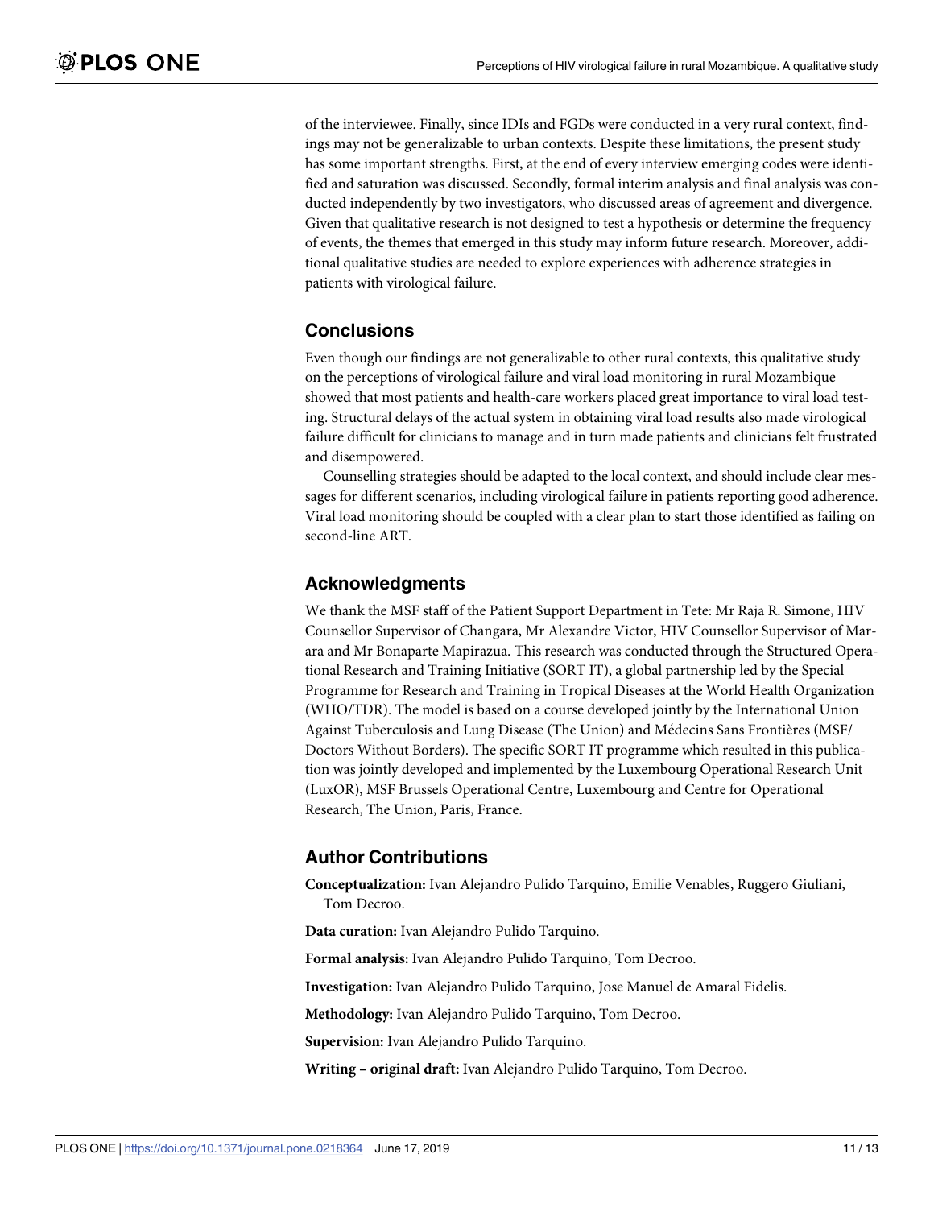of the interviewee. Finally, since IDIs and FGDs were conducted in a very rural context, findings may not be generalizable to urban contexts. Despite these limitations, the present study has some important strengths. First, at the end of every interview emerging codes were identified and saturation was discussed. Secondly, formal interim analysis and final analysis was conducted independently by two investigators, who discussed areas of agreement and divergence. Given that qualitative research is not designed to test a hypothesis or determine the frequency of events, the themes that emerged in this study may inform future research. Moreover, additional qualitative studies are needed to explore experiences with adherence strategies in patients with virological failure.

## Conclusions

Even though our findings are not generalizable to other rural contexts, this qualitative study on the perceptions of virological failure and viral load monitoring in rural Mozambique showed that most patients and health-care workers placed great importance to viral load testing. Structural delays of the actual system in obtaining viral load results also made virological failure difficult for clinicians to manage and in turn made patients and clinicians felt frustrated and disempowered.

Counselling strategies should be adapted to the local context, and should include clear messages for different scenarios, including virological failure in patients reporting good adherence. Viral load monitoring should be coupled with a clear plan to start those identified as failing on second-line ART.

## Acknowledgments

We thank the MSF staff of the Patient Support Department in Tete: Mr Raja R. Simone, HIV Counsellor Supervisor of Changara, Mr Alexandre Victor, HIV Counsellor Supervisor of Marara and Mr Bonaparte Mapirazua. This research was conducted through the Structured Operational Research and Training Initiative (SORT IT), a global partnership led by the Special Programme for Research and Training in Tropical Diseases at the World Health Organization (WHO/TDR). The model is based on a course developed jointly by the International Union Against Tuberculosis and Lung Disease (The Union) and Médecins Sans Frontières (MSF/Doctors Without Borders). The specific SORT IT programme which resulted in this publication was jointly developed and implemented by the Luxembourg Operational Research Unit (LuxOR), MSF Brussels Operational Centre, Luxembourg and Centre for Operational Research, The Union, Paris, France.

## Author Contributions

**Conceptualization:** Ivan Alejandro Pulido Tarquino, Emilie Venables, Ruggero Giuliani, Tom Decroo.

**Data curation:** Ivan Alejandro Pulido Tarquino.

**Formal analysis:** Ivan Alejandro Pulido Tarquino, Tom Decroo.

**Investigation:** Ivan Alejandro Pulido Tarquino, Jose Manuel de Amaral Fidelis.

**Methodology:** Ivan Alejandro Pulido Tarquino, Tom Decroo.

**Supervision:** Ivan Alejandro Pulido Tarquino.

**Writing – original draft:** Ivan Alejandro Pulido Tarquino, Tom Decroo.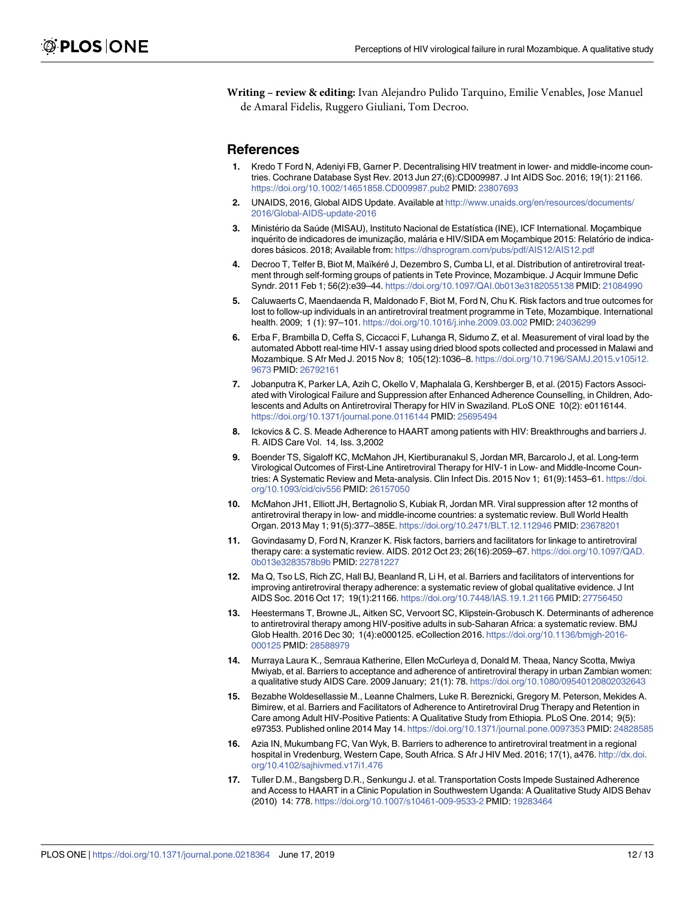**Writing – review & editing:** Ivan Alejandro Pulido Tarquino, Emilie Venables, Jose Manuel de Amaral Fidelis, Ruggero Giuliani, Tom Decroo.

## References

1. Kredo T Ford N, Adeniyi FB, Garner P. Decentralising HIV treatment in lower- and middle-income countries. Cochrane Database Syst Rev. 2013 Jun 27;(6):CD009987. J Int AIDS Soc. 2016; 19(1): 21166. https://doi.org/10.1002/14651858.CD009987.pub2 PMID: 23807693
2. UNAIDS, 2016, Global AIDS Update. Available at http://www.unaids.org/en/resources/documents/2016/Global-AIDS-update-2016
3. Ministério da Saúde (MISAU), Instituto Nacional de Estatística (INE), ICF International. Moçambique inquérito de indicadores de imunização, malária e HIV/SIDA em Moçambique 2015: Relatório de indicadores básicos. 2018; Available from: https://dhsprogram.com/pubs/pdf/AIS12/AIS12.pdf
4. Decroo T, Telfer B, Biot M, Maïkéré J, Dezembro S, Cumba LI, et al. Distribution of antiretroviral treatment through self-forming groups of patients in Tete Province, Mozambique. J Acquir Immune Defic Syndr. 2011 Feb 1; 56(2):e39–44. https://doi.org/10.1097/QAI.0b013e3182055138 PMID: 21084990
5. Caluwaerts C, Maendaenda R, Maldonado F, Biot M, Ford N, Chu K. Risk factors and true outcomes for lost to follow-up individuals in an antiretroviral treatment programme in Tete, Mozambique. International health. 2009; 1 (1): 97–101. https://doi.org/10.1016/j.inhe.2009.03.002 PMID: 24036299
6. Erba F, Brambilla D, Ceffa S, Ciccacci F, Luhanga R, Sidumo Z, et al. Measurement of viral load by the automated Abbott real-time HIV-1 assay using dried blood spots collected and processed in Malawi and Mozambique. S Afr Med J. 2015 Nov 8; 105(12):1036–8. https://doi.org/10.7196/SAMJ.2015.v105i12.9673 PMID: 26792161
7. Jobanputra K, Parker LA, Azih C, Okello V, Maphalala G, Kershberger B, et al. (2015) Factors Associated with Virological Failure and Suppression after Enhanced Adherence Counselling, in Children, Adolescents and Adults on Antiretroviral Therapy for HIV in Swaziland. PLoS ONE 10(2): e0116144. https://doi.org/10.1371/journal.pone.0116144 PMID: 25695494
8. Ickovics & C. S. Meade Adherence to HAART among patients with HIV: Breakthroughs and barriers J. R. AIDS Care Vol. 14, Iss. 3,2002
9. Boender TS, Sigaloff KC, McMahon JH, Kiertiburanakul S, Jordan MR, Barcarolo J, et al. Long-term Virological Outcomes of First-Line Antiretroviral Therapy for HIV-1 in Low- and Middle-Income Countries: A Systematic Review and Meta-analysis. Clin Infect Dis. 2015 Nov 1; 61(9):1453–61. https://doi.org/10.1093/cid/civ556 PMID: 26157050
10. McMahon JH1, Elliott JH, Bertagnolio S, Kubiak R, Jordan MR. Viral suppression after 12 months of antiretroviral therapy in low- and middle-income countries: a systematic review. Bull World Health Organ. 2013 May 1; 91(5):377–385E. https://doi.org/10.2471/BLT.12.112946 PMID: 23678201
11. Govindasamy D, Ford N, Kranzer K. Risk factors, barriers and facilitators for linkage to antiretroviral therapy care: a systematic review. AIDS. 2012 Oct 23; 26(16):2059–67. https://doi.org/10.1097/QAD.0b013e3283578b9b PMID: 22781227
12. Ma Q, Tso LS, Rich ZC, Hall BJ, Beanland R, Li H, et al. Barriers and facilitators of interventions for improving antiretroviral therapy adherence: a systematic review of global qualitative evidence. J Int AIDS Soc. 2016 Oct 17; 19(1):21166. https://doi.org/10.7448/IAS.19.1.21166 PMID: 27756450
13. Heestermans T, Browne JL, Aitken SC, Vervoort SC, Klipstein-Grobusch K. Determinants of adherence to antiretroviral therapy among HIV-positive adults in sub-Saharan Africa: a systematic review. BMJ Glob Health. 2016 Dec 30; 1(4):e000125. eCollection 2016. https://doi.org/10.1136/bmjgh-2016-000125 PMID: 28588979
14. Murraya Laura K., Semraua Katherine, Ellen McCurleya d, Donald M. Theaa, Nancy Scotta, Mwiya Mwiyab, et al. Barriers to acceptance and adherence of antiretroviral therapy in urban Zambian women: a qualitative study AIDS Care. 2009 January; 21(1): 78. https://doi.org/10.1080/09540120802032643
15. Bezabhe Woldesellassie M., Leanne Chalmers, Luke R. Bereznicki, Gregory M. Peterson, Mekides A. Bimirew, et al. Barriers and Facilitators of Adherence to Antiretroviral Drug Therapy and Retention in Care among Adult HIV-Positive Patients: A Qualitative Study from Ethiopia. PLoS One. 2014; 9(5): e97353. Published online 2014 May 14. https://doi.org/10.1371/journal.pone.0097353 PMID: 24828585
16. Azia IN, Mukumbang FC, Van Wyk, B. Barriers to adherence to antiretroviral treatment in a regional hospital in Vredenburg, Western Cape, South Africa. S Afr J HIV Med. 2016; 17(1), a476. http://dx.doi.org/10.4102/sajhivmed.v17i1.476
17. Tuller D.M., Bangsberg D.R., Senkungu J. et al. Transportation Costs Impede Sustained Adherence and Access to HAART in a Clinic Population in Southwestern Uganda: A Qualitative Study AIDS Behav (2010) 14: 778. https://doi.org/10.1007/s10461-009-9533-2 PMID: 19283464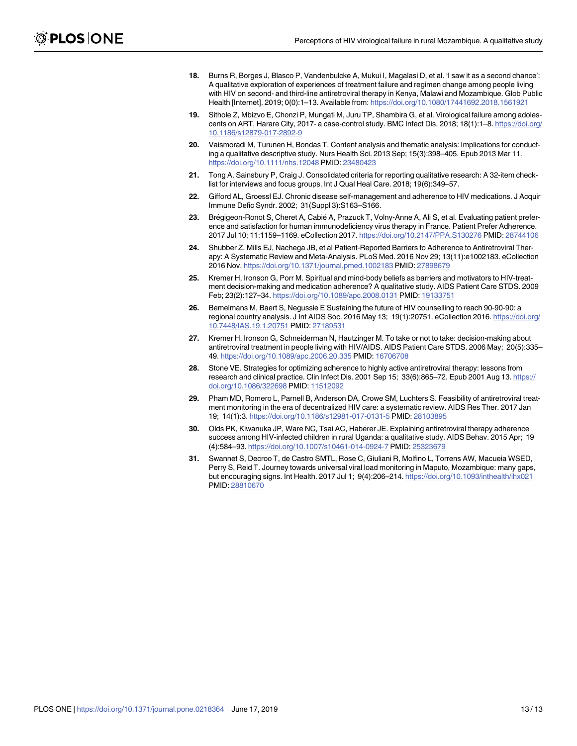18. Burns R, Borges J, Blasco P, Vandenbulcke A, Mukui I, Magalasi D, et al. 'I saw it as a second chance': A qualitative exploration of experiences of treatment failure and regimen change among people living with HIV on second- and third-line antiretroviral therapy in Kenya, Malawi and Mozambique. Glob Public Health [Internet]. 2019; 0(0):1–13. Available from: https://doi.org/10.1080/17441692.2018.1561921

19. Sithole Z, Mbizvo E, Chonzi P, Mungati M, Juru TP, Shambira G, et al. Virological failure among adolescents on ART, Harare City, 2017- a case-control study. BMC Infect Dis. 2018; 18(1):1–8. https://doi.org/10.1186/s12879-017-2892-9

20. Vaismoradi M, Turunen H, Bondas T. Content analysis and thematic analysis: Implications for conducting a qualitative descriptive study. Nurs Health Sci. 2013 Sep; 15(3):398–405. Epub 2013 Mar 11. https://doi.org/10.1111/nhs.12048 PMID: 23480423

21. Tong A, Sainsbury P, Craig J. Consolidated criteria for reporting qualitative research: A 32-item checklist for interviews and focus groups. Int J Qual Heal Care. 2018; 19(6):349–57.

22. Gifford AL, Groessl EJ. Chronic disease self-management and adherence to HIV medications. J Acquir Immune Defic Syndr. 2002; 31(Suppl 3):S163–S166.

23. Brégigeon-Ronot S, Cheret A, Cabié A, Prazuck T, Volny-Anne A, Ali S, et al. Evaluating patient preference and satisfaction for human immunodeficiency virus therapy in France. Patient Prefer Adherence. 2017 Jul 10; 11:1159–1169. eCollection 2017. https://doi.org/10.2147/PPA.S130276 PMID: 28744106

24. Shubber Z, Mills EJ, Nachega JB, et al Patient-Reported Barriers to Adherence to Antiretroviral Therapy: A Systematic Review and Meta-Analysis. PLoS Med. 2016 Nov 29; 13(11):e1002183. eCollection 2016 Nov. https://doi.org/10.1371/journal.pmed.1002183 PMID: 27898679

25. Kremer H, Ironson G, Porr M. Spiritual and mind-body beliefs as barriers and motivators to HIV-treatment decision-making and medication adherence? A qualitative study. AIDS Patient Care STDS. 2009 Feb; 23(2):127–34. https://doi.org/10.1089/apc.2008.0131 PMID: 19133751

26. Bemelmans M, Baert S, Negussie E Sustaining the future of HIV counselling to reach 90-90-90: a regional country analysis. J Int AIDS Soc. 2016 May 13; 19(1):20751. eCollection 2016. https://doi.org/10.7448/IAS.19.1.20751 PMID: 27189531

27. Kremer H, Ironson G, Schneiderman N, Hautzinger M. To take or not to take: decision-making about antiretroviral treatment in people living with HIV/AIDS. AIDS Patient Care STDS. 2006 May; 20(5):335–49. https://doi.org/10.1089/apc.2006.20.335 PMID: 16706708

28. Stone VE. Strategies for optimizing adherence to highly active antiretroviral therapy: lessons from research and clinical practice. Clin Infect Dis. 2001 Sep 15; 33(6):865–72. Epub 2001 Aug 13. https://doi.org/10.1086/322698 PMID: 11512092

29. Pham MD, Romero L, Parnell B, Anderson DA, Crowe SM, Luchters S. Feasibility of antiretroviral treatment monitoring in the era of decentralized HIV care: a systematic review. AIDS Res Ther. 2017 Jan 19; 14(1):3. https://doi.org/10.1186/s12981-017-0131-5 PMID: 28103895

30. Olds PK, Kiwanuka JP, Ware NC, Tsai AC, Haberer JE. Explaining antiretroviral therapy adherence success among HIV-infected children in rural Uganda: a qualitative study. AIDS Behav. 2015 Apr; 19 (4):584–93. https://doi.org/10.1007/s10461-014-0924-7 PMID: 25323679

31. Swannet S, Decroo T, de Castro SMTL, Rose C, Giuliani R, Molfino L, Torrens AW, Macueia WSED, Perry S, Reid T. Journey towards universal viral load monitoring in Maputo, Mozambique: many gaps, but encouraging signs. Int Health. 2017 Jul 1; 9(4):206–214. https://doi.org/10.1093/inthealth/ihx021 PMID: 28810670